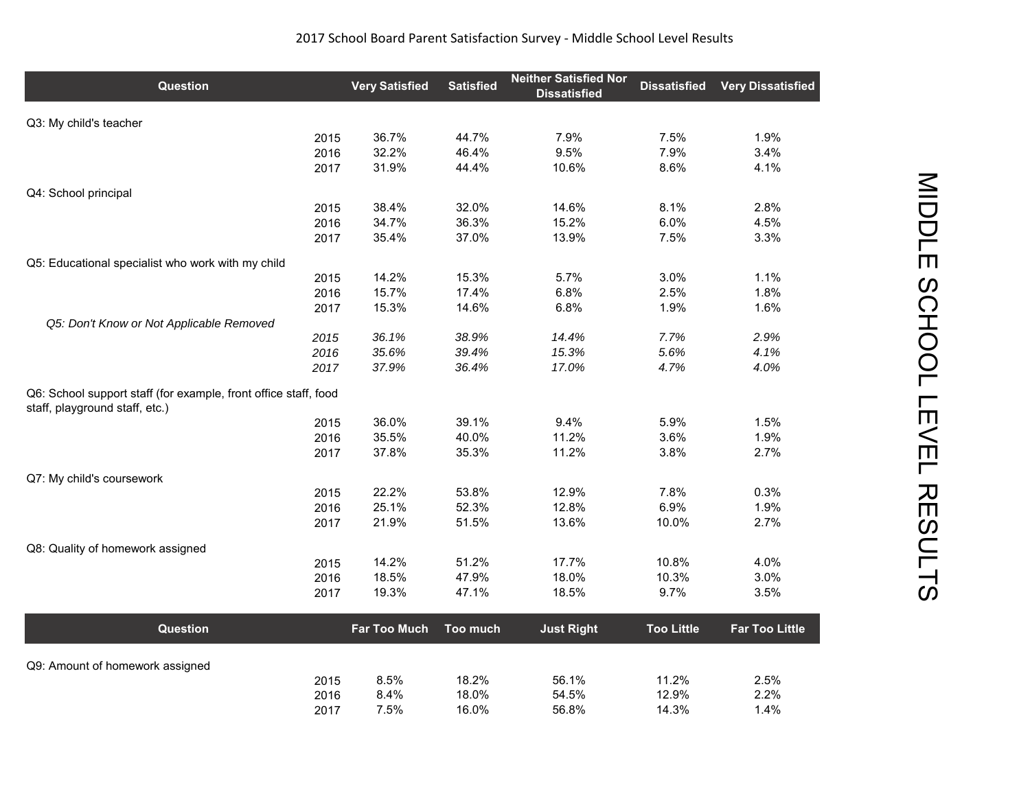# 2017 School Board Parent Satisfaction Survey - Middle School Level Results

| Question | | Very Satisfied | Satisfied | Neither Satisfied Nor Dissatisfied | Dissatisfied | Very Dissatisfied |
|---|---|---|---|---|---|---|
| Q3: My child's teacher | | | | | | |
| | 2015 | 36.7% | 44.7% | 7.9% | 7.5% | 1.9% |
| | 2016 | 32.2% | 46.4% | 9.5% | 7.9% | 3.4% |
| | 2017 | 31.9% | 44.4% | 10.6% | 8.6% | 4.1% |
| Q4: School principal | | | | | | |
| | 2015 | 38.4% | 32.0% | 14.6% | 8.1% | 2.8% |
| | 2016 | 34.7% | 36.3% | 15.2% | 6.0% | 4.5% |
| | 2017 | 35.4% | 37.0% | 13.9% | 7.5% | 3.3% |
| Q5: Educational specialist who work with my child | | | | | | |
| | 2015 | 14.2% | 15.3% | 5.7% | 3.0% | 1.1% |
| | 2016 | 15.7% | 17.4% | 6.8% | 2.5% | 1.8% |
| | 2017 | 15.3% | 14.6% | 6.8% | 1.9% | 1.6% |
| *Q5: Don't Know or Not Applicable Removed* | | | | | | |
| | *2015* | *36.1%* | *38.9%* | *14.4%* | *7.7%* | *2.9%* |
| | *2016* | *35.6%* | *39.4%* | *15.3%* | *5.6%* | *4.1%* |
| | *2017* | *37.9%* | *36.4%* | *17.0%* | *4.7%* | *4.0%* |
| Q6: School support staff (for example, front office staff, food staff, playground staff, etc.) | | | | | | |
| | 2015 | 36.0% | 39.1% | 9.4% | 5.9% | 1.5% |
| | 2016 | 35.5% | 40.0% | 11.2% | 3.6% | 1.9% |
| | 2017 | 37.8% | 35.3% | 11.2% | 3.8% | 2.7% |
| Q7: My child's coursework | | | | | | |
| | 2015 | 22.2% | 53.8% | 12.9% | 7.8% | 0.3% |
| | 2016 | 25.1% | 52.3% | 12.8% | 6.9% | 1.9% |
| | 2017 | 21.9% | 51.5% | 13.6% | 10.0% | 2.7% |
| Q8: Quality of homework assigned | | | | | | |
| | 2015 | 14.2% | 51.2% | 17.7% | 10.8% | 4.0% |
| | 2016 | 18.5% | 47.9% | 18.0% | 10.3% | 3.0% |
| | 2017 | 19.3% | 47.1% | 18.5% | 9.7% | 3.5% |

| Question | | Far Too Much | Too much | Just Right | Too Little | Far Too Little |
|---|---|---|---|---|---|---|
| Q9: Amount of homework assigned | | | | | | |
| | 2015 | 8.5% | 18.2% | 56.1% | 11.2% | 2.5% |
| | 2016 | 8.4% | 18.0% | 54.5% | 12.9% | 2.2% |
| | 2017 | 7.5% | 16.0% | 56.8% | 14.3% | 1.4% |

MIDDLE SCHOOL LEVEL RESULTS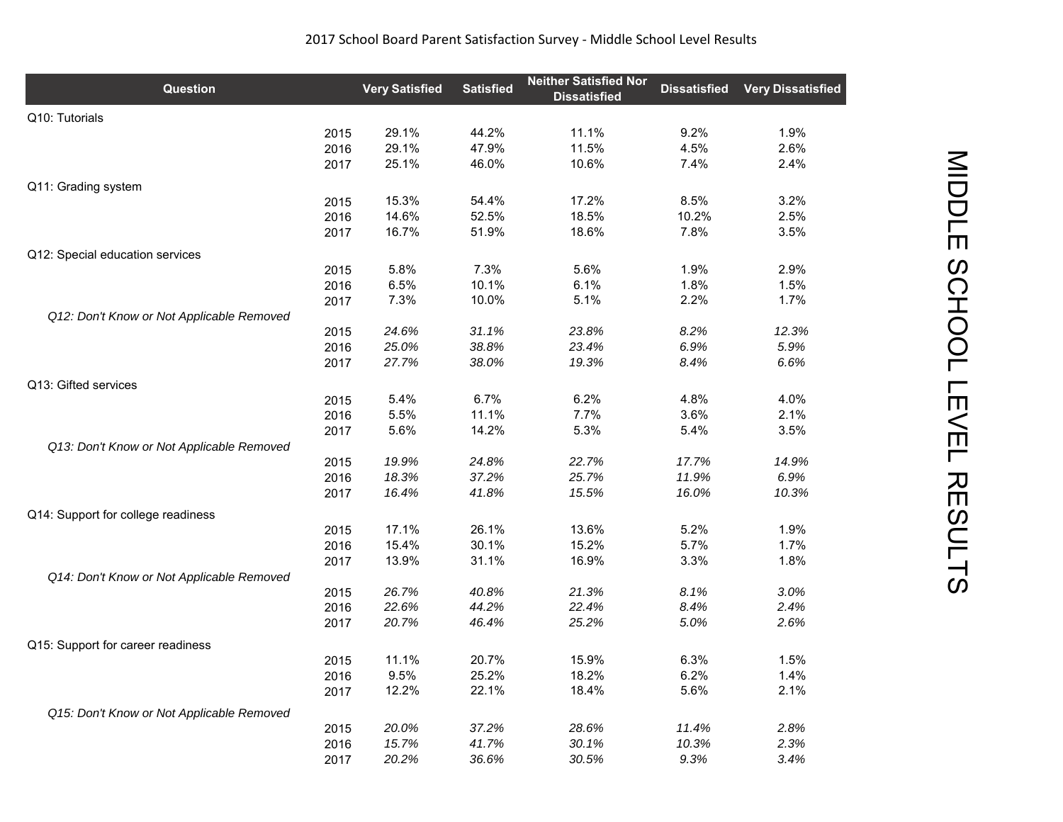2017 School Board Parent Satisfaction Survey - Middle School Level Results

| Question | | Very Satisfied | Satisfied | Neither Satisfied Nor Dissatisfied | Dissatisfied | Very Dissatisfied |
|---|---|---|---|---|---|---|
| Q10: Tutorials | | | | | | |
| | 2015 | 29.1% | 44.2% | 11.1% | 9.2% | 1.9% |
| | 2016 | 29.1% | 47.9% | 11.5% | 4.5% | 2.6% |
| | 2017 | 25.1% | 46.0% | 10.6% | 7.4% | 2.4% |
| Q11: Grading system | | | | | | |
| | 2015 | 15.3% | 54.4% | 17.2% | 8.5% | 3.2% |
| | 2016 | 14.6% | 52.5% | 18.5% | 10.2% | 2.5% |
| | 2017 | 16.7% | 51.9% | 18.6% | 7.8% | 3.5% |
| Q12: Special education services | | | | | | |
| | 2015 | 5.8% | 7.3% | 5.6% | 1.9% | 2.9% |
| | 2016 | 6.5% | 10.1% | 6.1% | 1.8% | 1.5% |
| | 2017 | 7.3% | 10.0% | 5.1% | 2.2% | 1.7% |
| *Q12: Don't Know or Not Applicable Removed* | | | | | | |
| | 2015 | *24.6%* | *31.1%* | *23.8%* | *8.2%* | *12.3%* |
| | 2016 | *25.0%* | *38.8%* | *23.4%* | *6.9%* | *5.9%* |
| | 2017 | *27.7%* | *38.0%* | *19.3%* | *8.4%* | *6.6%* |
| Q13: Gifted services | | | | | | |
| | 2015 | 5.4% | 6.7% | 6.2% | 4.8% | 4.0% |
| | 2016 | 5.5% | 11.1% | 7.7% | 3.6% | 2.1% |
| | 2017 | 5.6% | 14.2% | 5.3% | 5.4% | 3.5% |
| *Q13: Don't Know or Not Applicable Removed* | | | | | | |
| | 2015 | *19.9%* | *24.8%* | *22.7%* | *17.7%* | *14.9%* |
| | 2016 | *18.3%* | *37.2%* | *25.7%* | *11.9%* | *6.9%* |
| | 2017 | *16.4%* | *41.8%* | *15.5%* | *16.0%* | *10.3%* |
| Q14: Support for college readiness | | | | | | |
| | 2015 | 17.1% | 26.1% | 13.6% | 5.2% | 1.9% |
| | 2016 | 15.4% | 30.1% | 15.2% | 5.7% | 1.7% |
| | 2017 | 13.9% | 31.1% | 16.9% | 3.3% | 1.8% |
| *Q14: Don't Know or Not Applicable Removed* | | | | | | |
| | 2015 | *26.7%* | *40.8%* | *21.3%* | *8.1%* | *3.0%* |
| | 2016 | *22.6%* | *44.2%* | *22.4%* | *8.4%* | *2.4%* |
| | 2017 | *20.7%* | *46.4%* | *25.2%* | *5.0%* | *2.6%* |
| Q15: Support for career readiness | | | | | | |
| | 2015 | 11.1% | 20.7% | 15.9% | 6.3% | 1.5% |
| | 2016 | 9.5% | 25.2% | 18.2% | 6.2% | 1.4% |
| | 2017 | 12.2% | 22.1% | 18.4% | 5.6% | 2.1% |
| *Q15: Don't Know or Not Applicable Removed* | | | | | | |
| | 2015 | *20.0%* | *37.2%* | *28.6%* | *11.4%* | *2.8%* |
| | 2016 | *15.7%* | *41.7%* | *30.1%* | *10.3%* | *2.3%* |
| | 2017 | *20.2%* | *36.6%* | *30.5%* | *9.3%* | *3.4%* |

MIDDLE SCHOOL LEVEL RESULTS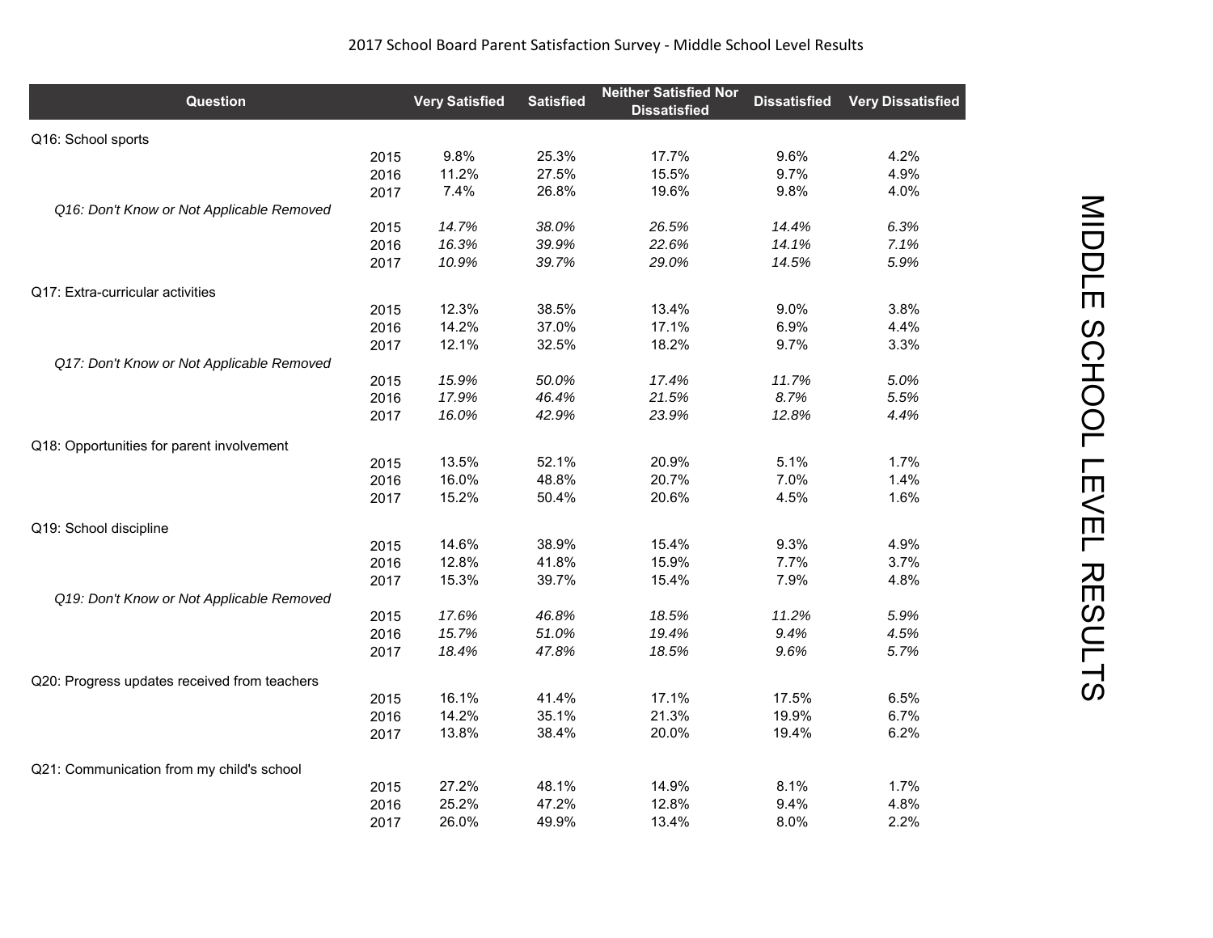2017 School Board Parent Satisfaction Survey - Middle School Level Results

| Question | | Very Satisfied | Satisfied | Neither Satisfied Nor Dissatisfied | Dissatisfied | Very Dissatisfied |
|---|---|---|---|---|---|---|
| Q16: School sports | | | | | | |
| | 2015 | 9.8% | 25.3% | 17.7% | 9.6% | 4.2% |
| | 2016 | 11.2% | 27.5% | 15.5% | 9.7% | 4.9% |
| | 2017 | 7.4% | 26.8% | 19.6% | 9.8% | 4.0% |
| *Q16: Don't Know or Not Applicable Removed* | | | | | | |
| | 2015 | *14.7%* | *38.0%* | *26.5%* | *14.4%* | *6.3%* |
| | 2016 | *16.3%* | *39.9%* | *22.6%* | *14.1%* | *7.1%* |
| | 2017 | *10.9%* | *39.7%* | *29.0%* | *14.5%* | *5.9%* |
| Q17: Extra-curricular activities | | | | | | |
| | 2015 | 12.3% | 38.5% | 13.4% | 9.0% | 3.8% |
| | 2016 | 14.2% | 37.0% | 17.1% | 6.9% | 4.4% |
| | 2017 | 12.1% | 32.5% | 18.2% | 9.7% | 3.3% |
| *Q17: Don't Know or Not Applicable Removed* | | | | | | |
| | 2015 | *15.9%* | *50.0%* | *17.4%* | *11.7%* | *5.0%* |
| | 2016 | *17.9%* | *46.4%* | *21.5%* | *8.7%* | *5.5%* |
| | 2017 | *16.0%* | *42.9%* | *23.9%* | *12.8%* | *4.4%* |
| Q18: Opportunities for parent involvement | | | | | | |
| | 2015 | 13.5% | 52.1% | 20.9% | 5.1% | 1.7% |
| | 2016 | 16.0% | 48.8% | 20.7% | 7.0% | 1.4% |
| | 2017 | 15.2% | 50.4% | 20.6% | 4.5% | 1.6% |
| Q19: School discipline | | | | | | |
| | 2015 | 14.6% | 38.9% | 15.4% | 9.3% | 4.9% |
| | 2016 | 12.8% | 41.8% | 15.9% | 7.7% | 3.7% |
| | 2017 | 15.3% | 39.7% | 15.4% | 7.9% | 4.8% |
| *Q19: Don't Know or Not Applicable Removed* | | | | | | |
| | 2015 | *17.6%* | *46.8%* | *18.5%* | *11.2%* | *5.9%* |
| | 2016 | *15.7%* | *51.0%* | *19.4%* | *9.4%* | *4.5%* |
| | 2017 | *18.4%* | *47.8%* | *18.5%* | *9.6%* | *5.7%* |
| Q20: Progress updates received from teachers | | | | | | |
| | 2015 | 16.1% | 41.4% | 17.1% | 17.5% | 6.5% |
| | 2016 | 14.2% | 35.1% | 21.3% | 19.9% | 6.7% |
| | 2017 | 13.8% | 38.4% | 20.0% | 19.4% | 6.2% |
| Q21: Communication from my child's school | | | | | | |
| | 2015 | 27.2% | 48.1% | 14.9% | 8.1% | 1.7% |
| | 2016 | 25.2% | 47.2% | 12.8% | 9.4% | 4.8% |
| | 2017 | 26.0% | 49.9% | 13.4% | 8.0% | 2.2% |

MIDDLE SCHOOL LEVEL RESULTS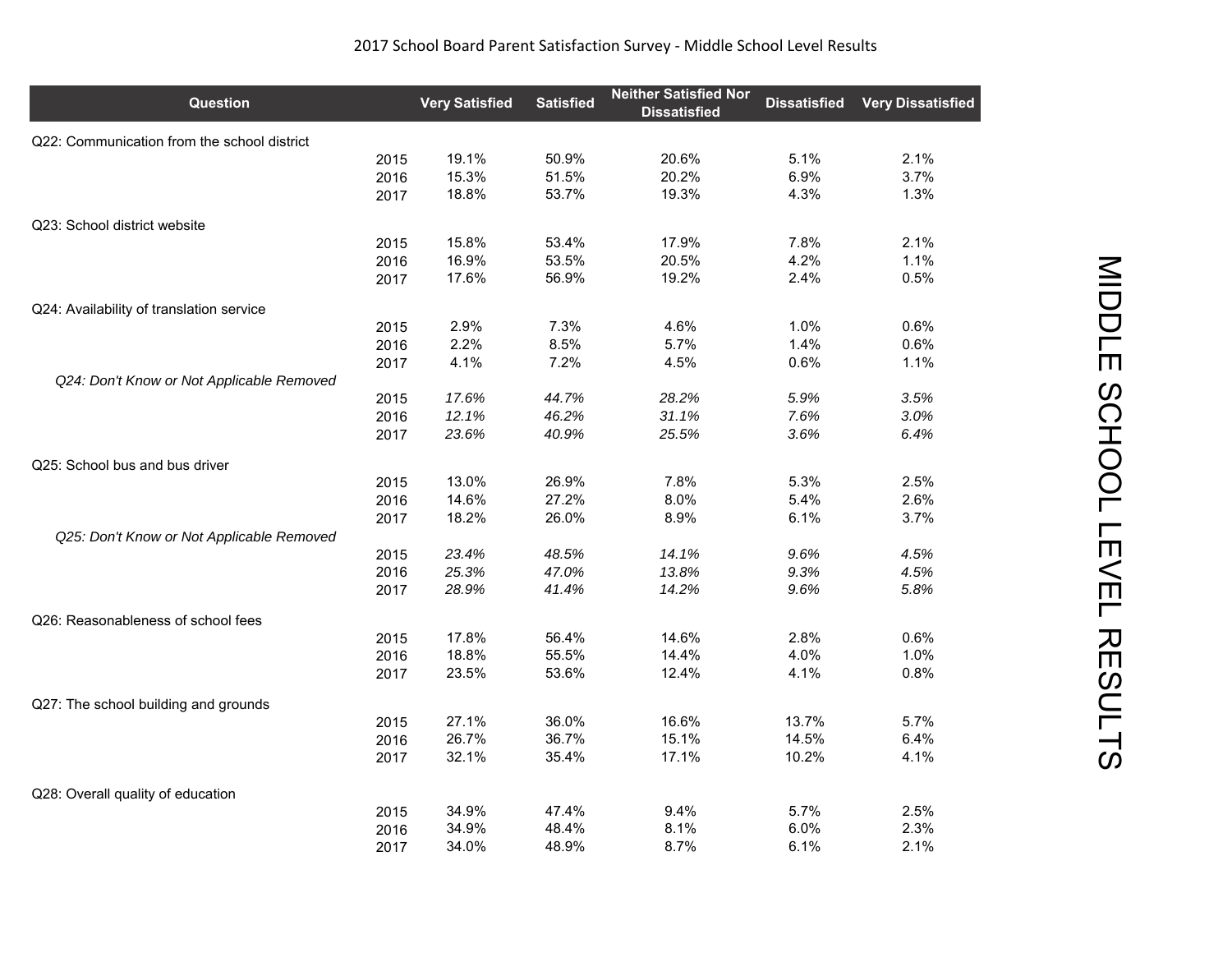2017 School Board Parent Satisfaction Survey - Middle School Level Results

| Question | | Very Satisfied | Satisfied | Neither Satisfied Nor Dissatisfied | Dissatisfied | Very Dissatisfied |
|---|---|---|---|---|---|---|
| Q22: Communication from the school district | | | | | | |
| | 2015 | 19.1% | 50.9% | 20.6% | 5.1% | 2.1% |
| | 2016 | 15.3% | 51.5% | 20.2% | 6.9% | 3.7% |
| | 2017 | 18.8% | 53.7% | 19.3% | 4.3% | 1.3% |
| Q23: School district website | | | | | | |
| | 2015 | 15.8% | 53.4% | 17.9% | 7.8% | 2.1% |
| | 2016 | 16.9% | 53.5% | 20.5% | 4.2% | 1.1% |
| | 2017 | 17.6% | 56.9% | 19.2% | 2.4% | 0.5% |
| Q24: Availability of translation service | | | | | | |
| | 2015 | 2.9% | 7.3% | 4.6% | 1.0% | 0.6% |
| | 2016 | 2.2% | 8.5% | 5.7% | 1.4% | 0.6% |
| | 2017 | 4.1% | 7.2% | 4.5% | 0.6% | 1.1% |
| *Q24: Don't Know or Not Applicable Removed* | | | | | | |
| | 2015 | *17.6%* | *44.7%* | *28.2%* | *5.9%* | *3.5%* |
| | 2016 | *12.1%* | *46.2%* | *31.1%* | *7.6%* | *3.0%* |
| | 2017 | *23.6%* | *40.9%* | *25.5%* | *3.6%* | *6.4%* |
| Q25: School bus and bus driver | | | | | | |
| | 2015 | 13.0% | 26.9% | 7.8% | 5.3% | 2.5% |
| | 2016 | 14.6% | 27.2% | 8.0% | 5.4% | 2.6% |
| | 2017 | 18.2% | 26.0% | 8.9% | 6.1% | 3.7% |
| *Q25: Don't Know or Not Applicable Removed* | | | | | | |
| | 2015 | *23.4%* | *48.5%* | *14.1%* | *9.6%* | *4.5%* |
| | 2016 | *25.3%* | *47.0%* | *13.8%* | *9.3%* | *4.5%* |
| | 2017 | *28.9%* | *41.4%* | *14.2%* | *9.6%* | *5.8%* |
| Q26: Reasonableness of school fees | | | | | | |
| | 2015 | 17.8% | 56.4% | 14.6% | 2.8% | 0.6% |
| | 2016 | 18.8% | 55.5% | 14.4% | 4.0% | 1.0% |
| | 2017 | 23.5% | 53.6% | 12.4% | 4.1% | 0.8% |
| Q27: The school building and grounds | | | | | | |
| | 2015 | 27.1% | 36.0% | 16.6% | 13.7% | 5.7% |
| | 2016 | 26.7% | 36.7% | 15.1% | 14.5% | 6.4% |
| | 2017 | 32.1% | 35.4% | 17.1% | 10.2% | 4.1% |
| Q28: Overall quality of education | | | | | | |
| | 2015 | 34.9% | 47.4% | 9.4% | 5.7% | 2.5% |
| | 2016 | 34.9% | 48.4% | 8.1% | 6.0% | 2.3% |
| | 2017 | 34.0% | 48.9% | 8.7% | 6.1% | 2.1% |

MIDDLE SCHOOL LEVEL RESULTS